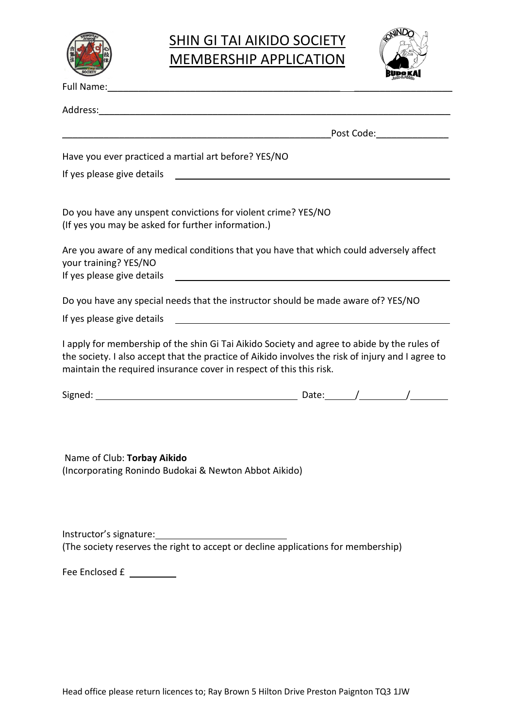# SHIN GI TAI AIKIDO SOCIETY MEMBERSHIP APPLICATION

Full Name: ____________________________________________________________

Address: ______________________________________________________________

______________________________________________ Post Code: ______________

Have you ever practiced a martial art before? YES/NO

If yes please give details ______________________________________________

Do you have any unspent convictions for violent crime? YES/NO
(If yes you may be asked for further information.)

Are you aware of any medical conditions that you have that which could adversely affect your training? YES/NO
If yes please give details ______________________________________________

Do you have any special needs that the instructor should be made aware of? YES/NO

If yes please give details ______________________________________________

I apply for membership of the shin Gi Tai Aikido Society and agree to abide by the rules of the society. I also accept that the practice of Aikido involves the risk of injury and I agree to maintain the required insurance cover in respect of this this risk.

Signed: ___________________________________ Date: _____/________/_______

Name of Club: **Torbay Aikido**
(Incorporating Ronindo Budokai & Newton Abbot Aikido)

Instructor's signature: ________________________
(The society reserves the right to accept or decline applications for membership)

Fee Enclosed £ ________

Head office please return licences to; Ray Brown 5 Hilton Drive Preston Paignton TQ3 1JW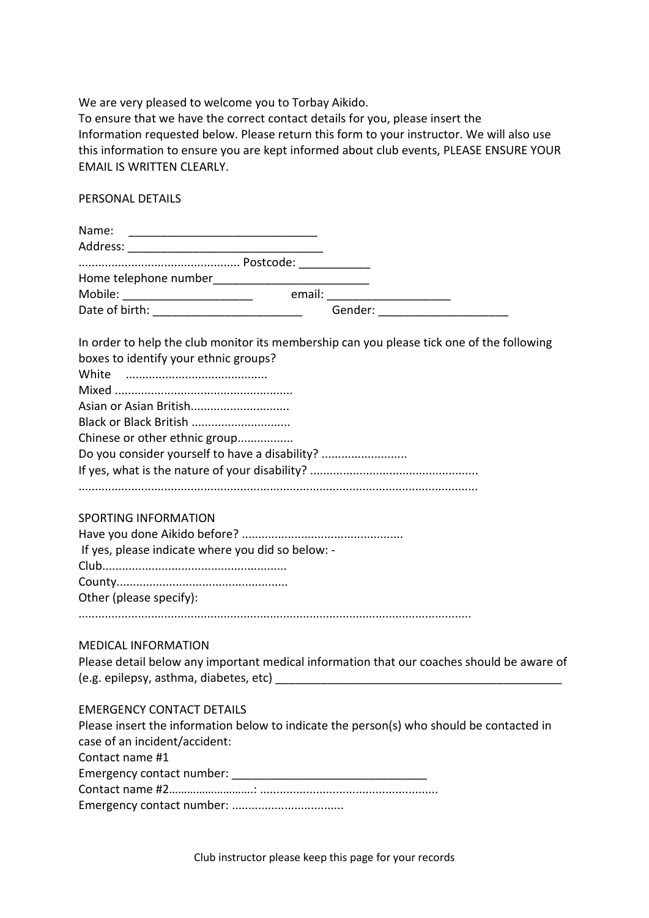We are very pleased to welcome you to Torbay Aikido.
To ensure that we have the correct contact details for you, please insert the Information requested below. Please return this form to your instructor. We will also use this information to ensure you are kept informed about club events, PLEASE ENSURE YOUR EMAIL IS WRITTEN CLEARLY.

PERSONAL DETAILS

Name: ______________________________
Address: ______________________________
................................................ Postcode: ___________
Home telephone number_________________________
Mobile: ____________________ email: ____________________
Date of birth: ________________________ Gender: ____________________

In order to help the club monitor its membership can you please tick one of the following boxes to identify your ethnic groups?
White ..........................................
Mixed .....................................................
Asian or Asian British..............................
Black or Black British ..............................
Chinese or other ethnic group.................
Do you consider yourself to have a disability? .........................
If yes, what is the nature of your disability? ..................................................
.......................................................................................................................

SPORTING INFORMATION
Have you done Aikido before? ................................................
If yes, please indicate where you did so below: -
Club.......................................................
County...................................................
Other (please specify):
.....................................................................................................................

MEDICAL INFORMATION
Please detail below any important medical information that our coaches should be aware of (e.g. epilepsy, asthma, diabetes, etc) ______________________________________________

EMERGENCY CONTACT DETAILS
Please insert the information below to indicate the person(s) who should be contacted in case of an incident/accident:
Contact name #1
Emergency contact number: _______________________________
Contact name #2………………………: .....................................................
Emergency contact number: .................................

Club instructor please keep this page for your records